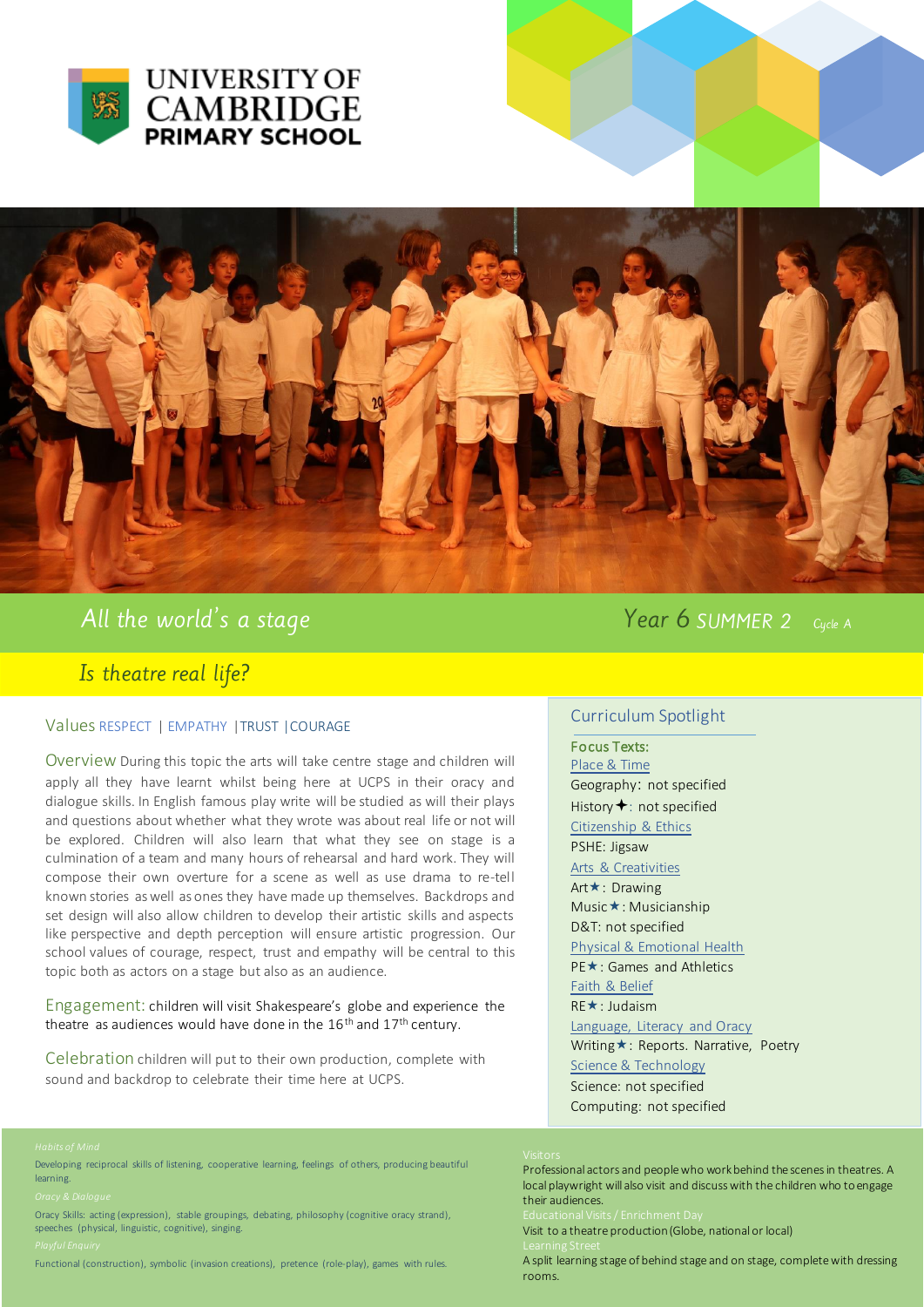UNIVERSITY OF CAMBRIDGE PRIMARY SCHOOL

# All the world's a stage

**Year 6 SUMMER 2** Cycle A

## Is theatre real life?

**Values** RESPECT | EMPATHY | TRUST | COURAGE

**Overview** During this topic the arts will take centre stage and children will apply all they have learnt whilst being here at UCPS in their oracy and dialogue skills. In English famous play write will be studied as will their plays and questions about whether what they wrote was about real life or not will be explored. Children will also learn that what they see on stage is a culmination of a team and many hours of rehearsal and hard work. They will compose their own overture for a scene as well as use drama to re-tell known stories as well as ones they have made up themselves. Backdrops and set design will also allow children to develop their artistic skills and aspects like perspective and depth perception will ensure artistic progression. Our school values of courage, respect, trust and empathy will be central to this topic both as actors on a stage but also as an audience.

**Engagement:** children will visit Shakespeare's globe and experience the theatre as audiences would have done in the 16th and 17th century.

**Celebration** children will put to their own production, complete with sound and backdrop to celebrate their time here at UCPS.

### Curriculum Spotlight

**Focus Texts:**

Place & Time

Geography: not specified

History✦: not specified

Citizenship & Ethics

PSHE: Jigsaw

Arts & Creativities

Art★: Drawing

Music★: Musicianship

D&T: not specified

Physical & Emotional Health

PE★: Games and Athletics

Faith & Belief

RE★: Judaism

Language, Literacy and Oracy

Writing★: Reports. Narrative, Poetry

Science & Technology

Science: not specified

Computing: not specified

*Habits of Mind*

Developing reciprocal skills of listening, cooperative learning, feelings of others, producing beautiful learning.

*Oracy & Dialogue*

Oracy Skills: acting (expression), stable groupings, debating, philosophy (cognitive oracy strand), speeches (physical, linguistic, cognitive), singing.

*Playful Enquiry*

Functional (construction), symbolic (invasion creations), pretence (role-play), games with rules.

*Visitors*

Professional actors and people who work behind the scenes in theatres. A local playwright will also visit and discuss with the children who to engage their audiences.

*Educational Visits / Enrichment Day*

Visit to a theatre production (Globe, national or local)

*Learning Street*

A split learning stage of behind stage and on stage, complete with dressing rooms.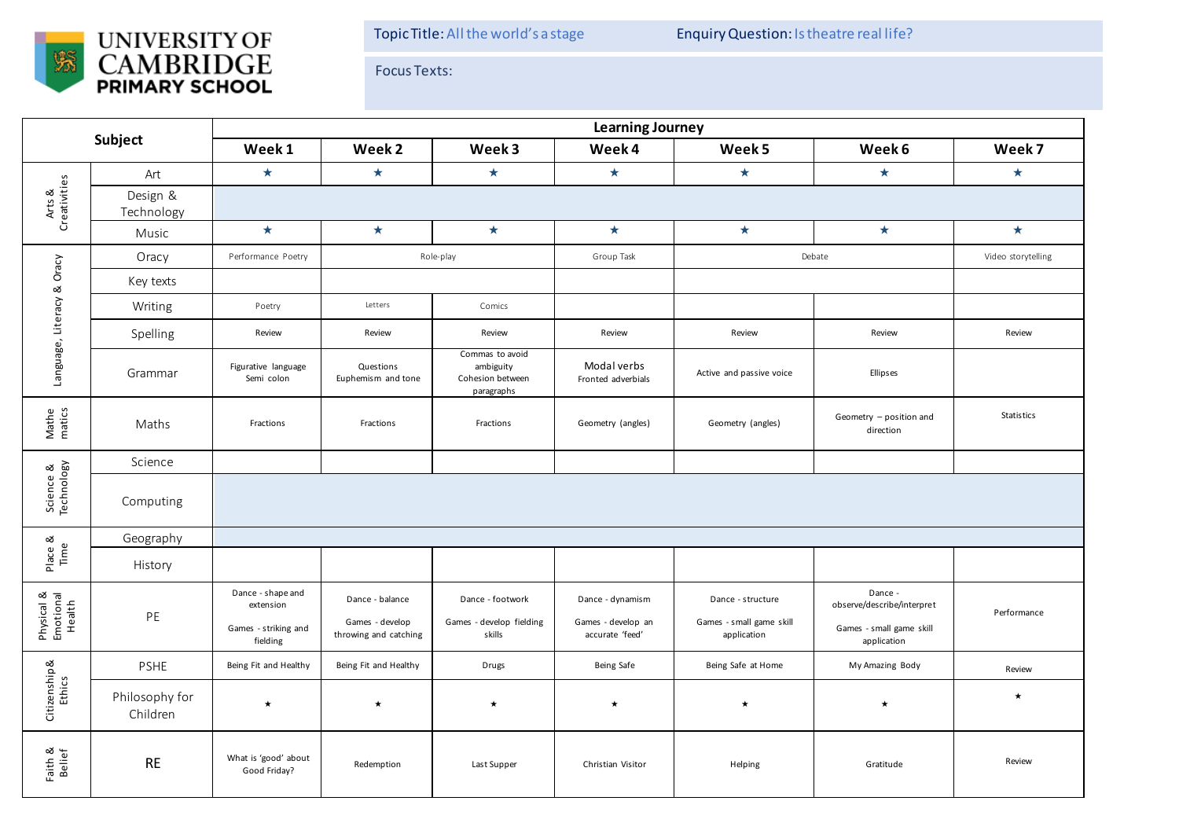**UNIVERSITY OF CAMBRIDGE PRIMARY SCHOOL**

**Topic Title:** All the world's a stage

**Enquiry Question:** Is theatre real life?

**Focus Texts:**

| Subject | | Learning Journey | | | | | | |
|---|---|---|---|---|---|---|---|---|
| | | **Week 1** | **Week 2** | **Week 3** | **Week 4** | **Week 5** | **Week 6** | **Week 7** |
| Arts & Creativities | Art | ★ | ★ | ★ | ★ | ★ | ★ | ★ |
| | Design & Technology | | | | | | | |
| | Music | ★ | ★ | ★ | ★ | ★ | ★ | ★ |
| Language, Literacy & Oracy | Oracy | Performance Poetry | Role-play | | Group Task | Debate | | Video storytelling |
| | Key texts | | | | | | | |
| | Writing | Poetry | Letters | Comics | | | | |
| | Spelling | Review | Review | Review | Review | Review | Review | Review |
| | Grammar | Figurative language<br>Semi colon | Questions<br>Euphemism and tone | Commas to avoid ambiguity<br>Cohesion between paragraphs | Modal verbs<br>Fronted adverbials | Active and passive voice | Ellipses | |
| Mathematics | Maths | Fractions | Fractions | Fractions | Geometry (angles) | Geometry (angles) | Geometry – position and direction | Statistics |
| Science & Technology | Science | | | | | | | |
| | Computing | | | | | | | |
| Place & Time | Geography | | | | | | | |
| | History | | | | | | | |
| Physical & Emotional Health | PE | Dance - shape and extension<br>Games - striking and fielding | Dance - balance<br>Games - develop throwing and catching | Dance - footwork<br>Games - develop fielding skills | Dance - dynamism<br>Games - develop an accurate 'feed' | Dance - structure<br>Games - small game skill application | Dance - observe/describe/interpret<br>Games - small game skill application | Performance |
| Citizenship & Ethics | PSHE | Being Fit and Healthy | Being Fit and Healthy | Drugs | Being Safe | Being Safe at Home | My Amazing Body | Review |
| | Philosophy for Children | ★ | ★ | ★ | ★ | ★ | ★ | ★ |
| Faith & Belief | RE | What is 'good' about Good Friday? | Redemption | Last Supper | Christian Visitor | Helping | Gratitude | Review |